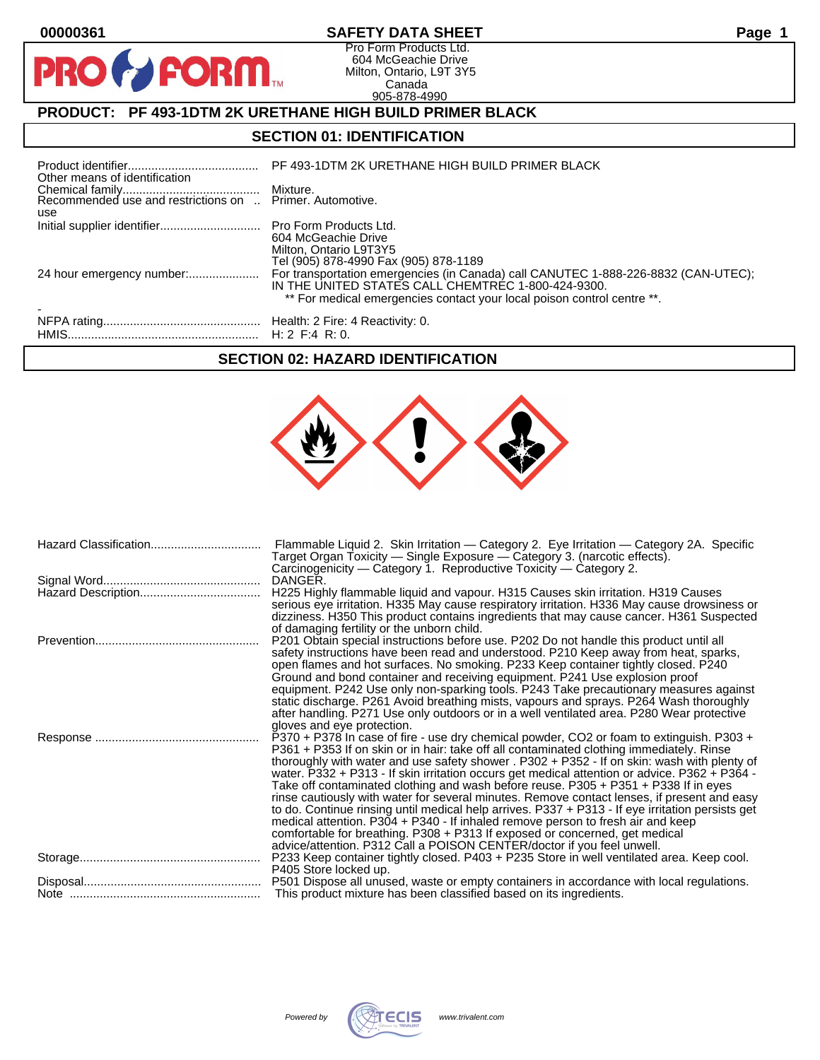00000361

# SAFETY DATA SHEET

Pro Form Products Ltd.
604 McGeachie Drive
Milton, Ontario, L9T 3Y5
Canada
905-878-4990

## PRODUCT: PF 493-1DTM 2K URETHANE HIGH BUILD PRIMER BLACK

## SECTION 01: IDENTIFICATION

| | |
|---|---|
| Product identifier....................................... | PF 493-1DTM 2K URETHANE HIGH BUILD PRIMER BLACK |
| Other means of identification | |
| Chemical family......................................... | Mixture. |
| Recommended use and restrictions on use | Primer. Automotive. |
| Initial supplier identifier.............................. | Pro Form Products Ltd.<br>604 McGeachie Drive<br>Milton, Ontario L9T3Y5<br>Tel (905) 878-4990 Fax (905) 878-1189 |
| 24 hour emergency number:..................... | For transportation emergencies (in Canada) call CANUTEC 1-888-226-8832 (CAN-UTEC); IN THE UNITED STATES CALL CHEMTREC 1-800-424-9300.<br>** For medical emergencies contact your local poison control centre **. |
| - | |
| NFPA rating............................................... | Health: 2 Fire: 4 Reactivity: 0. |
| HMIS......................................................... | H: 2 F:4 R: 0. |

## SECTION 02: HAZARD IDENTIFICATION

| | |
|---|---|
| Hazard Classification................................ | Flammable Liquid 2. Skin Irritation — Category 2. Eye Irritation — Category 2A. Specific Target Organ Toxicity — Single Exposure — Category 3. (narcotic effects). Carcinogenicity — Category 1. Reproductive Toxicity — Category 2. |
| Signal Word............................................... | DANGER. |
| Hazard Description................................... | H225 Highly flammable liquid and vapour. H315 Causes skin irritation. H319 Causes serious eye irritation. H335 May cause respiratory irritation. H336 May cause drowsiness or dizziness. H350 This product contains ingredients that may cause cancer. H361 Suspected of damaging fertility or the unborn child. |
| Prevention................................................. | P201 Obtain special instructions before use. P202 Do not handle this product until all safety instructions have been read and understood. P210 Keep away from heat, sparks, open flames and hot surfaces. No smoking. P233 Keep container tightly closed. P240 Ground and bond container and receiving equipment. P241 Use explosion proof equipment. P242 Use only non-sparking tools. P243 Take precautionary measures against static discharge. P261 Avoid breathing mists, vapours and sprays. P264 Wash thoroughly after handling. P271 Use only outdoors or in a well ventilated area. P280 Wear protective gloves and eye protection. |
| Response ................................................. | P370 + P378 In case of fire - use dry chemical powder, CO2 or foam to extinguish. P303 + P361 + P353 If on skin or in hair: take off all contaminated clothing immediately. Rinse thoroughly with water and use safety shower . P302 + P352 - If on skin: wash with plenty of water. P332 + P313 - If skin irritation occurs get medical attention or advice. P362 + P364 - Take off contaminated clothing and wash before reuse. P305 + P351 + P338 If in eyes rinse cautiously with water for several minutes. Remove contact lenses, if present and easy to do. Continue rinsing until medical help arrives. P337 + P313 - If eye irritation persists get medical attention. P304 + P340 - If inhaled remove person to fresh air and keep comfortable for breathing. P308 + P313 If exposed or concerned, get medical advice/attention. P312 Call a POISON CENTER/doctor if you feel unwell. |
| Storage...................................................... | P233 Keep container tightly closed. P403 + P235 Store in well ventilated area. Keep cool. P405 Store locked up. |
| Disposal.................................................... | P501 Dispose all unused, waste or empty containers in accordance with local regulations. |
| Note ......................................................... | This product mixture has been classified based on its ingredients. |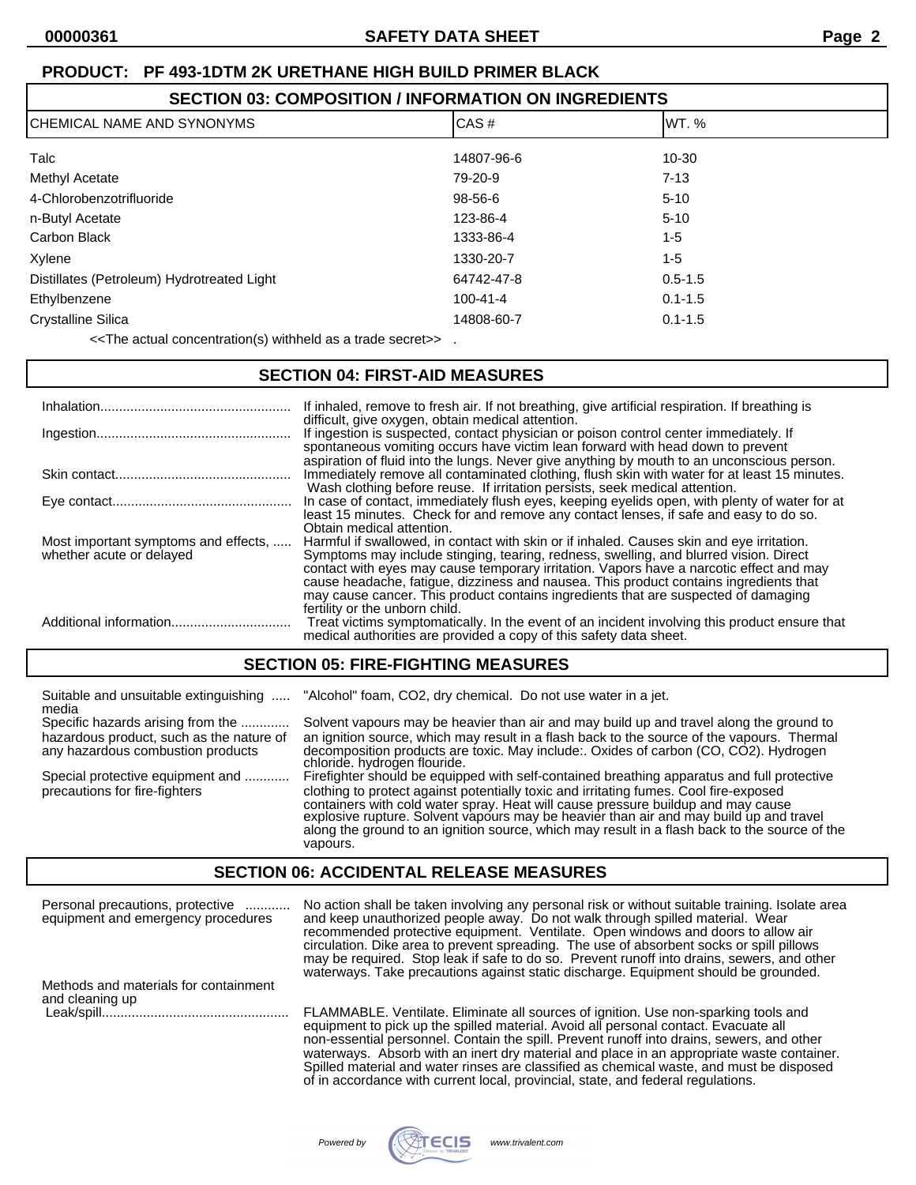**PRODUCT: PF 493-1DTM 2K URETHANE HIGH BUILD PRIMER BLACK**

## SECTION 03: COMPOSITION / INFORMATION ON INGREDIENTS

| CHEMICAL NAME AND SYNONYMS | CAS # | WT. % |
|---|---|---|
| Talc | 14807-96-6 | 10-30 |
| Methyl Acetate | 79-20-9 | 7-13 |
| 4-Chlorobenzotrifluoride | 98-56-6 | 5-10 |
| n-Butyl Acetate | 123-86-4 | 5-10 |
| Carbon Black | 1333-86-4 | 1-5 |
| Xylene | 1330-20-7 | 1-5 |
| Distillates (Petroleum) Hydrotreated Light | 64742-47-8 | 0.5-1.5 |
| Ethylbenzene | 100-41-4 | 0.1-1.5 |
| Crystalline Silica | 14808-60-7 | 0.1-1.5 |

<<The actual concentration(s) withheld as a trade secret>> .

## SECTION 04: FIRST-AID MEASURES

**Inhalation**: If inhaled, remove to fresh air. If not breathing, give artificial respiration. If breathing is difficult, give oxygen, obtain medical attention.

**Ingestion**: If ingestion is suspected, contact physician or poison control center immediately. If spontaneous vomiting occurs have victim lean forward with head down to prevent aspiration of fluid into the lungs. Never give anything by mouth to an unconscious person.

**Skin contact**: Immediately remove all contaminated clothing, flush skin with water for at least 15 minutes. Wash clothing before reuse. If irritation persists, seek medical attention.

**Eye contact**: In case of contact, immediately flush eyes, keeping eyelids open, with plenty of water for at least 15 minutes. Check for and remove any contact lenses, if safe and easy to do so. Obtain medical attention.

**Most important symptoms and effects, whether acute or delayed**: Harmful if swallowed, in contact with skin or if inhaled. Causes skin and eye irritation. Symptoms may include stinging, tearing, redness, swelling, and blurred vision. Direct contact with eyes may cause temporary irritation. Vapors have a narcotic effect and may cause headache, fatigue, dizziness and nausea. This product contains ingredients that may cause cancer. This product contains ingredients that are suspected of damaging fertility or the unborn child.

**Additional information**: Treat victims symptomatically. In the event of an incident involving this product ensure that medical authorities are provided a copy of this safety data sheet.

## SECTION 05: FIRE-FIGHTING MEASURES

**Suitable and unsuitable extinguishing media**: "Alcohol" foam, CO2, dry chemical. Do not use water in a jet.

**Specific hazards arising from the hazardous product, such as the nature of any hazardous combustion products**: Solvent vapours may be heavier than air and may build up and travel along the ground to an ignition source, which may result in a flash back to the source of the vapours. Thermal decomposition products are toxic. May include:. Oxides of carbon (CO, CO2). Hydrogen chloride. hydrogen flouride.

**Special protective equipment and precautions for fire-fighters**: Firefighter should be equipped with self-contained breathing apparatus and full protective clothing to protect against potentially toxic and irritating fumes. Cool fire-exposed containers with cold water spray. Heat will cause pressure buildup and may cause explosive rupture. Solvent vapours may be heavier than air and may build up and travel along the ground to an ignition source, which may result in a flash back to the source of the vapours.

## SECTION 06: ACCIDENTAL RELEASE MEASURES

**Personal precautions, protective equipment and emergency procedures**: No action shall be taken involving any personal risk or without suitable training. Isolate area and keep unauthorized people away. Do not walk through spilled material. Wear recommended protective equipment. Ventilate. Open windows and doors to allow air circulation. Dike area to prevent spreading. The use of absorbent socks or spill pillows may be required. Stop leak if safe to do so. Prevent runoff into drains, sewers, and other waterways. Take precautions against static discharge. Equipment should be grounded.

**Methods and materials for containment and cleaning up**

**Leak/spill**: FLAMMABLE. Ventilate. Eliminate all sources of ignition. Use non-sparking tools and equipment to pick up the spilled material. Avoid all personal contact. Evacuate all non-essential personnel. Contain the spill. Prevent runoff into drains, sewers, and other waterways. Absorb with an inert dry material and place in an appropriate waste container. Spilled material and water rinses are classified as chemical waste, and must be disposed of in accordance with current local, provincial, state, and federal regulations.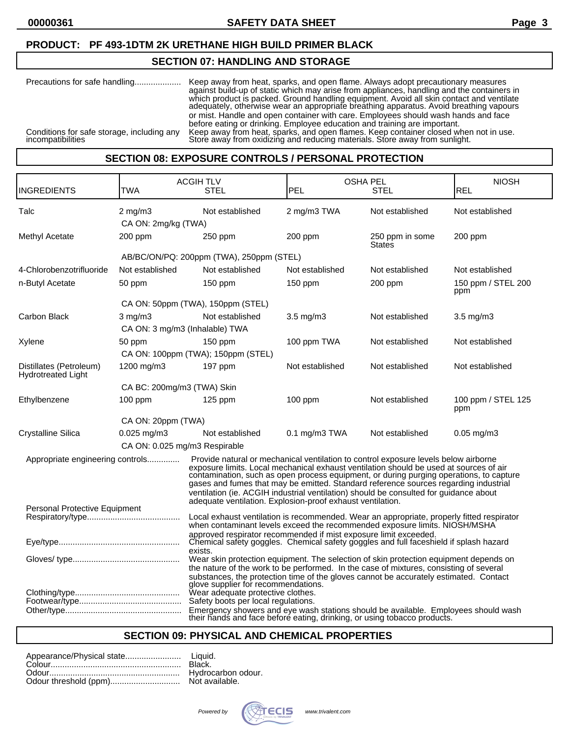**PRODUCT: PF 493-1DTM 2K URETHANE HIGH BUILD PRIMER BLACK**

## SECTION 07: HANDLING AND STORAGE

Precautions for safe handling.................... Keep away from heat, sparks, and open flame. Always adopt precautionary measures against build-up of static which may arise from appliances, handling and the containers in which product is packed. Ground handling equipment. Avoid all skin contact and ventilate adequately, otherwise wear an appropriate breathing apparatus. Avoid breathing vapours or mist. Handle and open container with care. Employees should wash hands and face before eating or drinking. Employee education and training are important.

Conditions for safe storage, including any incompatibilities Keep away from heat, sparks, and open flames. Keep container closed when not in use. Store away from oxidizing and reducing materials. Store away from sunlight.

## SECTION 08: EXPOSURE CONTROLS / PERSONAL PROTECTION

| INGREDIENTS | ACGIH TLV TWA | ACGIH TLV STEL | OSHA PEL PEL | OSHA PEL STEL | NIOSH REL |
|---|---|---|---|---|---|
| Talc | 2 mg/m3 | Not established | 2 mg/m3 TWA | Not established | Not established |
| | CA ON: 2mg/kg (TWA) | | | | |
| Methyl Acetate | 200 ppm | 250 ppm | 200 ppm | 250 ppm in some States | 200 ppm |
| | AB/BC/ON/PQ: 200ppm (TWA), 250ppm (STEL) | | | | |
| 4-Chlorobenzotrifluoride | Not established | Not established | Not established | Not established | Not established |
| n-Butyl Acetate | 50 ppm | 150 ppm | 150 ppm | 200 ppm | 150 ppm / STEL 200 ppm |
| | CA ON: 50ppm (TWA), 150ppm (STEL) | | | | |
| Carbon Black | 3 mg/m3 | Not established | 3.5 mg/m3 | Not established | 3.5 mg/m3 |
| | CA ON: 3 mg/m3 (Inhalable) TWA | | | | |
| Xylene | 50 ppm | 150 ppm | 100 ppm TWA | Not established | Not established |
| | CA ON: 100ppm (TWA); 150ppm (STEL) | | | | |
| Distillates (Petroleum) Hydrotreated Light | 1200 mg/m3 | 197 ppm | Not established | Not established | Not established |
| | CA BC: 200mg/m3 (TWA) Skin | | | | |
| Ethylbenzene | 100 ppm | 125 ppm | 100 ppm | Not established | 100 ppm / STEL 125 ppm |
| | CA ON: 20ppm (TWA) | | | | |
| Crystalline Silica | 0.025 mg/m3 | Not established | 0.1 mg/m3 TWA | Not established | 0.05 mg/m3 |
| | CA ON: 0.025 mg/m3 Respirable | | | | |

Appropriate engineering controls.............. Provide natural or mechanical ventilation to control exposure levels below airborne exposure limits. Local mechanical exhaust ventilation should be used at sources of air contamination, such as open process equipment, or during purging operations, to capture gases and fumes that may be emitted. Standard reference sources regarding industrial ventilation (ie. ACGIH industrial ventilation) should be consulted for guidance about adequate ventilation. Explosion-proof exhaust ventilation.

Personal Protective Equipment

Respiratory/type........................................ Local exhaust ventilation is recommended. Wear an appropriate, properly fitted respirator when contaminant levels exceed the recommended exposure limits. NIOSH/MSHA approved respirator recommended if mist exposure limit exceeded.

Eye/type.................................................... Chemical safety goggles. Chemical safety goggles and full faceshield if splash hazard exists.

Gloves/ type.............................................. Wear skin protection equipment. The selection of skin protection equipment depends on the nature of the work to be performed. In the case of mixtures, consisting of several substances, the protection time of the gloves cannot be accurately estimated. Contact glove supplier for recommendations.

Clothing/type............................................. Wear adequate protective clothes.

Footwear/type............................................ Safety boots per local regulations.

Other/type.................................................. Emergency showers and eye wash stations should be available. Employees should wash their hands and face before eating, drinking, or using tobacco products.

## SECTION 09: PHYSICAL AND CHEMICAL PROPERTIES

Appearance/Physical state........................ Liquid.
Colour........................................................ Black.
Odour......................................................... Hydrocarbon odour.
Odour threshold (ppm).............................. Not available.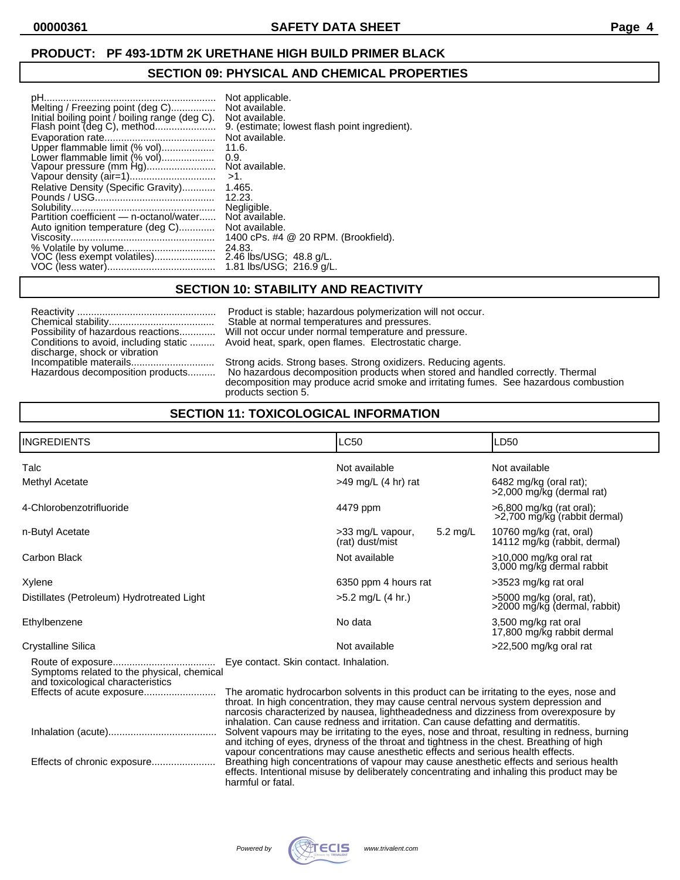**PRODUCT: PF 493-1DTM 2K URETHANE HIGH BUILD PRIMER BLACK**

## SECTION 09: PHYSICAL AND CHEMICAL PROPERTIES

| Property | Value |
|---|---|
| pH | Not applicable. |
| Melting / Freezing point (deg C) | Not available. |
| Initial boiling point / boiling range (deg C). | Not available. |
| Flash point (deg C), method | 9. (estimate; lowest flash point ingredient). |
| Evaporation rate | Not available. |
| Upper flammable limit (% vol) | 11.6. |
| Lower flammable limit (% vol) | 0.9. |
| Vapour pressure (mm Hg) | Not available. |
| Vapour density (air=1) | >1. |
| Relative Density (Specific Gravity) | 1.465. |
| Pounds / USG | 12.23. |
| Solubility | Negligible. |
| Partition coefficient — n-octanol/water | Not available. |
| Auto ignition temperature (deg C) | Not available. |
| Viscosity | 1400 cPs. #4 @ 20 RPM. (Brookfield). |
| % Volatile by volume | 24.83. |
| VOC (less exempt volatiles) | 2.46 lbs/USG; 48.8 g/L. |
| VOC (less water) | 1.81 lbs/USG; 216.9 g/L. |

## SECTION 10: STABILITY AND REACTIVITY

| Property | Value |
|---|---|
| Reactivity | Product is stable; hazardous polymerization will not occur. |
| Chemical stability | Stable at normal temperatures and pressures. |
| Possibility of hazardous reactions | Will not occur under normal temperature and pressure. |
| Conditions to avoid, including static discharge, shock or vibration | Avoid heat, spark, open flames. Electrostatic charge. |
| Incompatible materails | Strong acids. Strong bases. Strong oxidizers. Reducing agents. |
| Hazardous decomposition products | No hazardous decomposition products when stored and handled correctly. Thermal decomposition may produce acrid smoke and irritating fumes. See hazardous combustion products section 5. |

## SECTION 11: TOXICOLOGICAL INFORMATION

| INGREDIENTS | LC50 | LD50 |
|---|---|---|
| Talc | Not available | Not available |
| Methyl Acetate | >49 mg/L (4 hr) rat | 6482 mg/kg (oral rat); >2,000 mg/kg (dermal rat) |
| 4-Chlorobenzotrifluoride | 4479 ppm | >6,800 mg/kg (rat oral); >2,700 mg/kg (rabbit dermal) |
| n-Butyl Acetate | >33 mg/L vapour, 5.2 mg/L (rat) dust/mist | 10760 mg/kg (rat, oral) 14112 mg/kg (rabbit, dermal) |
| Carbon Black | Not available | >10,000 mg/kg oral rat 3,000 mg/kg dermal rabbit |
| Xylene | 6350 ppm 4 hours rat | >3523 mg/kg rat oral |
| Distillates (Petroleum) Hydrotreated Light | >5.2 mg/L (4 hr.) | >5000 mg/kg (oral, rat), >2000 mg/kg (dermal, rabbit) |
| Ethylbenzene | No data | 3,500 mg/kg rat oral 17,800 mg/kg rabbit dermal |
| Crystalline Silica | Not available | >22,500 mg/kg oral rat |

| Property | Value |
|---|---|
| Route of exposure | Eye contact. Skin contact. Inhalation. |
| Symptoms related to the physical, chemical and toxicological characteristics | |
| Effects of acute exposure | The aromatic hydrocarbon solvents in this product can be irritating to the eyes, nose and throat. In high concentration, they may cause central nervous system depression and narcosis characterized by nausea, lightheadedness and dizziness from overexposure by inhalation. Can cause redness and irritation. Can cause defatting and dermatitis. |
| Inhalation (acute) | Solvent vapours may be irritating to the eyes, nose and throat, resulting in redness, burning and itching of eyes, dryness of the throat and tightness in the chest. Breathing of high vapour concentrations may cause anesthetic effects and serious health effects. |
| Effects of chronic exposure | Breathing high concentrations of vapour may cause anesthetic effects and serious health effects. Intentional misuse by deliberately concentrating and inhaling this product may be harmful or fatal. |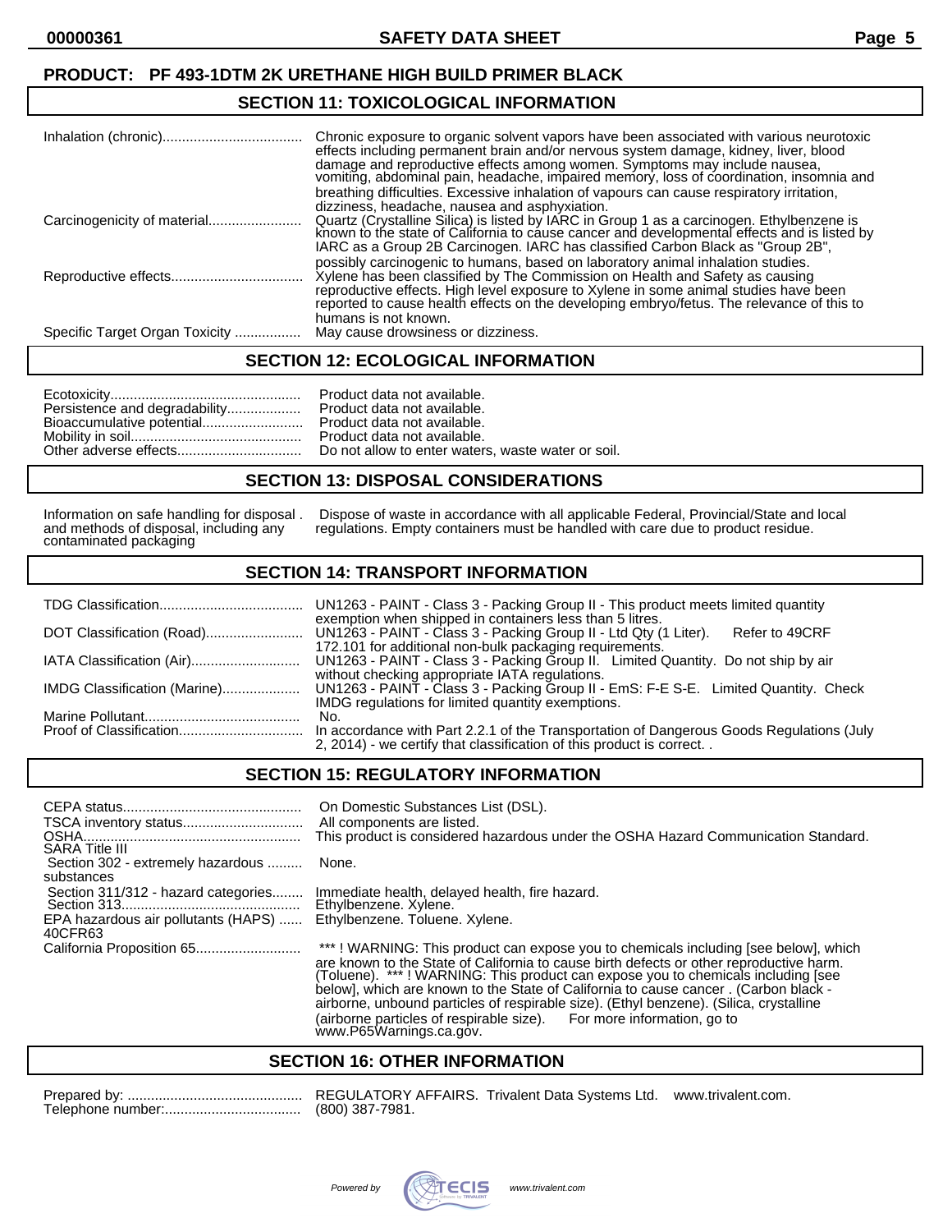**PRODUCT: PF 493-1DTM 2K URETHANE HIGH BUILD PRIMER BLACK**

## SECTION 11: TOXICOLOGICAL INFORMATION

| | |
|---|---|
| Inhalation (chronic) | Chronic exposure to organic solvent vapors have been associated with various neurotoxic effects including permanent brain and/or nervous system damage, kidney, liver, blood damage and reproductive effects among women. Symptoms may include nausea, vomiting, abdominal pain, headache, impaired memory, loss of coordination, insomnia and breathing difficulties. Excessive inhalation of vapours can cause respiratory irritation, dizziness, headache, nausea and asphyxiation. |
| Carcinogenicity of material | Quartz (Crystalline Silica) is listed by IARC in Group 1 as a carcinogen. Ethylbenzene is known to the state of California to cause cancer and developmental effects and is listed by IARC as a Group 2B Carcinogen. IARC has classified Carbon Black as "Group 2B", possibly carcinogenic to humans, based on laboratory animal inhalation studies. |
| Reproductive effects | Xylene has been classified by The Commission on Health and Safety as causing reproductive effects. High level exposure to Xylene in some animal studies have been reported to cause health effects on the developing embryo/fetus. The relevance of this to humans is not known. |
| Specific Target Organ Toxicity | May cause drowsiness or dizziness. |

## SECTION 12: ECOLOGICAL INFORMATION

| | |
|---|---|
| Ecotoxicity | Product data not available. |
| Persistence and degradability | Product data not available. |
| Bioaccumulative potential | Product data not available. |
| Mobility in soil | Product data not available. |
| Other adverse effects | Do not allow to enter waters, waste water or soil. |

## SECTION 13: DISPOSAL CONSIDERATIONS

| | |
|---|---|
| Information on safe handling for disposal and methods of disposal, including any contaminated packaging | Dispose of waste in accordance with all applicable Federal, Provincial/State and local regulations. Empty containers must be handled with care due to product residue. |

## SECTION 14: TRANSPORT INFORMATION

| | |
|---|---|
| TDG Classification | UN1263 - PAINT - Class 3 - Packing Group II - This product meets limited quantity exemption when shipped in containers less than 5 litres. |
| DOT Classification (Road) | UN1263 - PAINT - Class 3 - Packing Group II - Ltd Qty (1 Liter). Refer to 49CRF 172.101 for additional non-bulk packaging requirements. |
| IATA Classification (Air) | UN1263 - PAINT - Class 3 - Packing Group II. Limited Quantity. Do not ship by air without checking appropriate IATA regulations. |
| IMDG Classification (Marine) | UN1263 - PAINT - Class 3 - Packing Group II - EmS: F-E S-E. Limited Quantity. Check IMDG regulations for limited quantity exemptions. |
| Marine Pollutant | No. |
| Proof of Classification | In accordance with Part 2.2.1 of the Transportation of Dangerous Goods Regulations (July 2, 2014) - we certify that classification of this product is correct. . |

## SECTION 15: REGULATORY INFORMATION

| | |
|---|---|
| CEPA status | On Domestic Substances List (DSL). |
| TSCA inventory status | All components are listed. |
| OSHA | This product is considered hazardous under the OSHA Hazard Communication Standard. |
| SARA Title III | |
| Section 302 - extremely hazardous substances | None. |
| Section 311/312 - hazard categories | Immediate health, delayed health, fire hazard. |
| Section 313 | Ethylbenzene. Xylene. |
| EPA hazardous air pollutants (HAPS) 40CFR63 | Ethylbenzene. Toluene. Xylene. |
| California Proposition 65 | *** ! WARNING: This product can expose you to chemicals including [see below], which are known to the State of California to cause birth defects or other reproductive harm. (Toluene). *** ! WARNING: This product can expose you to chemicals including [see below], which are known to the State of California to cause cancer . (Carbon black - airborne, unbound particles of respirable size). (Ethyl benzene). (Silica, crystalline (airborne particles of respirable size). For more information, go to www.P65Warnings.ca.gov. |

## SECTION 16: OTHER INFORMATION

| | |
|---|---|
| Prepared by: | REGULATORY AFFAIRS. Trivalent Data Systems Ltd. www.trivalent.com. |
| Telephone number: | (800) 387-7981. |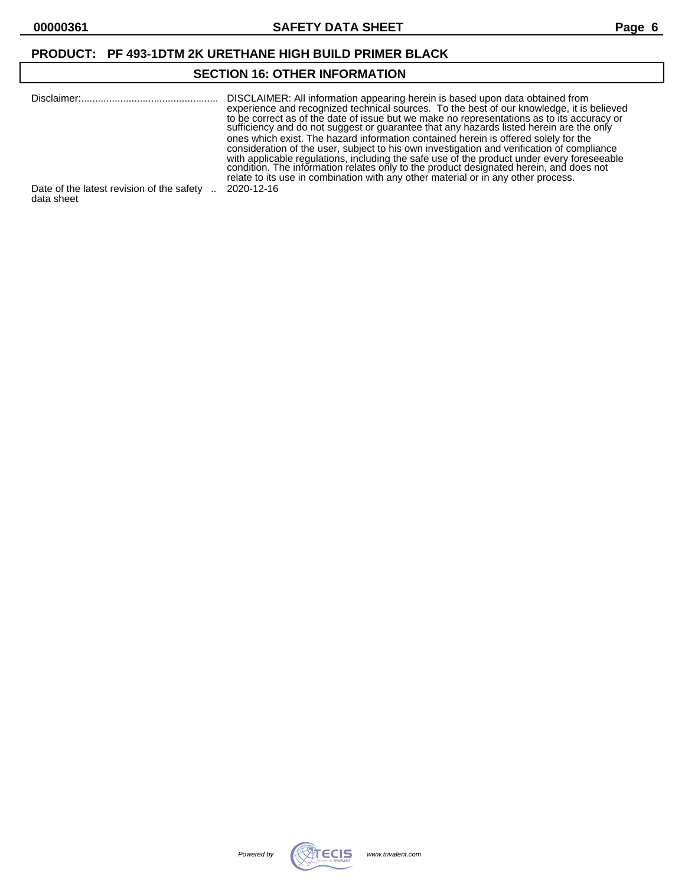**PRODUCT: PF 493-1DTM 2K URETHANE HIGH BUILD PRIMER BLACK**

## SECTION 16: OTHER INFORMATION

| | |
|---|---|
| Disclaimer:................................................. | DISCLAIMER: All information appearing herein is based upon data obtained from experience and recognized technical sources. To the best of our knowledge, it is believed to be correct as of the date of issue but we make no representations as to its accuracy or sufficiency and do not suggest or guarantee that any hazards listed herein are the only ones which exist. The hazard information contained herein is offered solely for the consideration of the user, subject to his own investigation and verification of compliance with applicable regulations, including the safe use of the product under every foreseeable condition. The information relates only to the product designated herein, and does not relate to its use in combination with any other material or in any other process. |
| Date of the latest revision of the safety .. data sheet | 2020-12-16 |